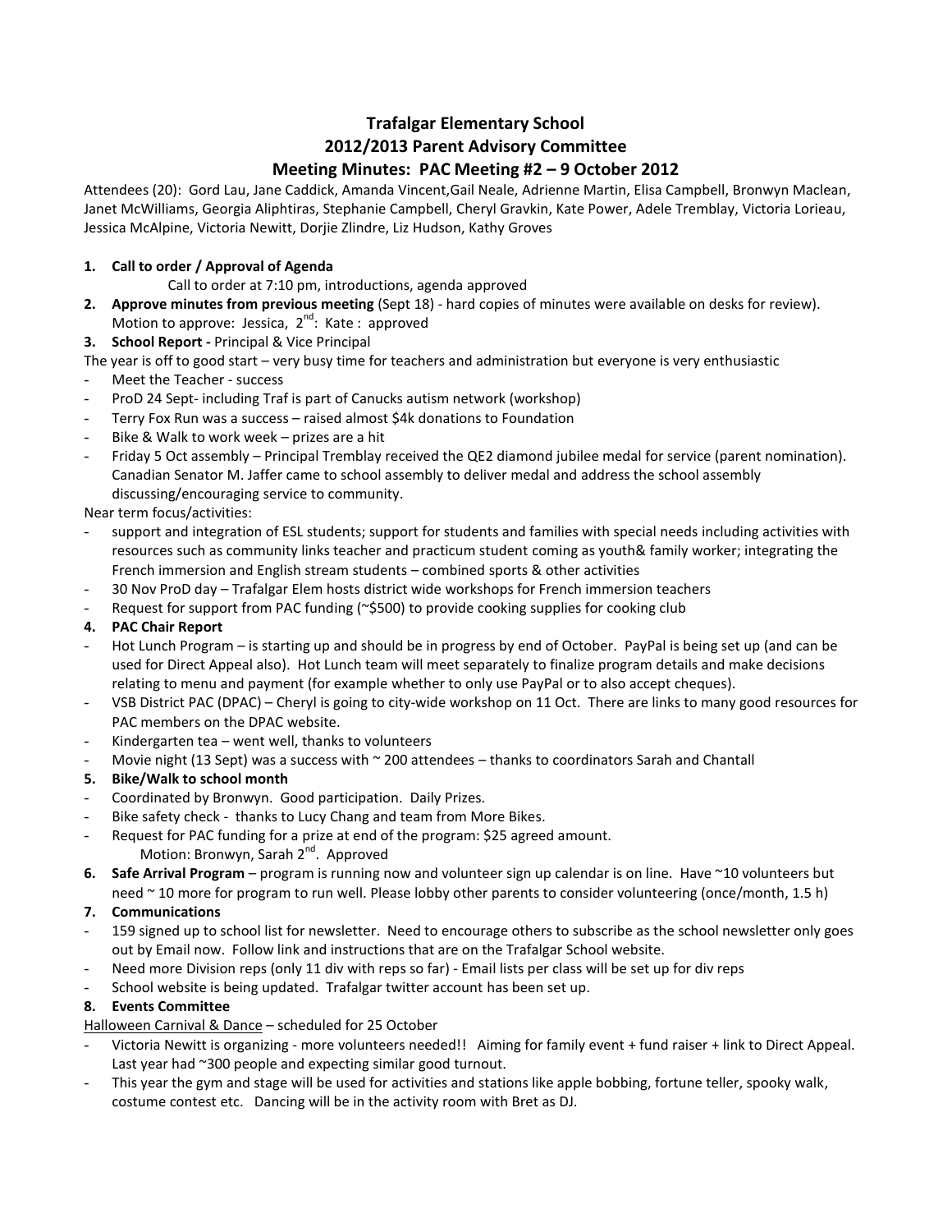# Trafalgar Elementary School
## 2012/2013 Parent Advisory Committee
## Meeting Minutes: PAC Meeting #2 – 9 October 2012

Attendees (20): Gord Lau, Jane Caddick, Amanda Vincent,Gail Neale, Adrienne Martin, Elisa Campbell, Bronwyn Maclean, Janet McWilliams, Georgia Aliphtiras, Stephanie Campbell, Cheryl Gravkin, Kate Power, Adele Tremblay, Victoria Lorieau, Jessica McAlpine, Victoria Newitt, Dorjie Zlindre, Liz Hudson, Kathy Groves

1. **Call to order / Approval of Agenda**
   Call to order at 7:10 pm, introductions, agenda approved
2. **Approve minutes from previous meeting** (Sept 18) - hard copies of minutes were available on desks for review). Motion to approve: Jessica, 2nd: Kate : approved
3. **School Report -** Principal & Vice Principal

The year is off to good start – very busy time for teachers and administration but everyone is very enthusiastic

- Meet the Teacher - success
- ProD 24 Sept- including Traf is part of Canucks autism network (workshop)
- Terry Fox Run was a success – raised almost $4k donations to Foundation
- Bike & Walk to work week – prizes are a hit
- Friday 5 Oct assembly – Principal Tremblay received the QE2 diamond jubilee medal for service (parent nomination). Canadian Senator M. Jaffer came to school assembly to deliver medal and address the school assembly discussing/encouraging service to community.

Near term focus/activities:

- support and integration of ESL students; support for students and families with special needs including activities with resources such as community links teacher and practicum student coming as youth& family worker; integrating the French immersion and English stream students – combined sports & other activities
- 30 Nov ProD day – Trafalgar Elem hosts district wide workshops for French immersion teachers
- Request for support from PAC funding (~$500) to provide cooking supplies for cooking club

4. **PAC Chair Report**

- Hot Lunch Program – is starting up and should be in progress by end of October. PayPal is being set up (and can be used for Direct Appeal also). Hot Lunch team will meet separately to finalize program details and make decisions relating to menu and payment (for example whether to only use PayPal or to also accept cheques).
- VSB District PAC (DPAC) – Cheryl is going to city-wide workshop on 11 Oct. There are links to many good resources for PAC members on the DPAC website.
- Kindergarten tea – went well, thanks to volunteers
- Movie night (13 Sept) was a success with ~ 200 attendees – thanks to coordinators Sarah and Chantall

5. **Bike/Walk to school month**

- Coordinated by Bronwyn. Good participation. Daily Prizes.
- Bike safety check - thanks to Lucy Chang and team from More Bikes.
- Request for PAC funding for a prize at end of the program: $25 agreed amount.
  Motion: Bronwyn, Sarah 2nd. Approved

6. **Safe Arrival Program** – program is running now and volunteer sign up calendar is on line. Have ~10 volunteers but need ~ 10 more for program to run well. Please lobby other parents to consider volunteering (once/month, 1.5 h)
7. **Communications**

- 159 signed up to school list for newsletter. Need to encourage others to subscribe as the school newsletter only goes out by Email now. Follow link and instructions that are on the Trafalgar School website.
- Need more Division reps (only 11 div with reps so far) - Email lists per class will be set up for div reps
- School website is being updated. Trafalgar twitter account has been set up.

8. **Events Committee**

Halloween Carnival & Dance – scheduled for 25 October

- Victoria Newitt is organizing - more volunteers needed!! Aiming for family event + fund raiser + link to Direct Appeal. Last year had ~300 people and expecting similar good turnout.
- This year the gym and stage will be used for activities and stations like apple bobbing, fortune teller, spooky walk, costume contest etc. Dancing will be in the activity room with Bret as DJ.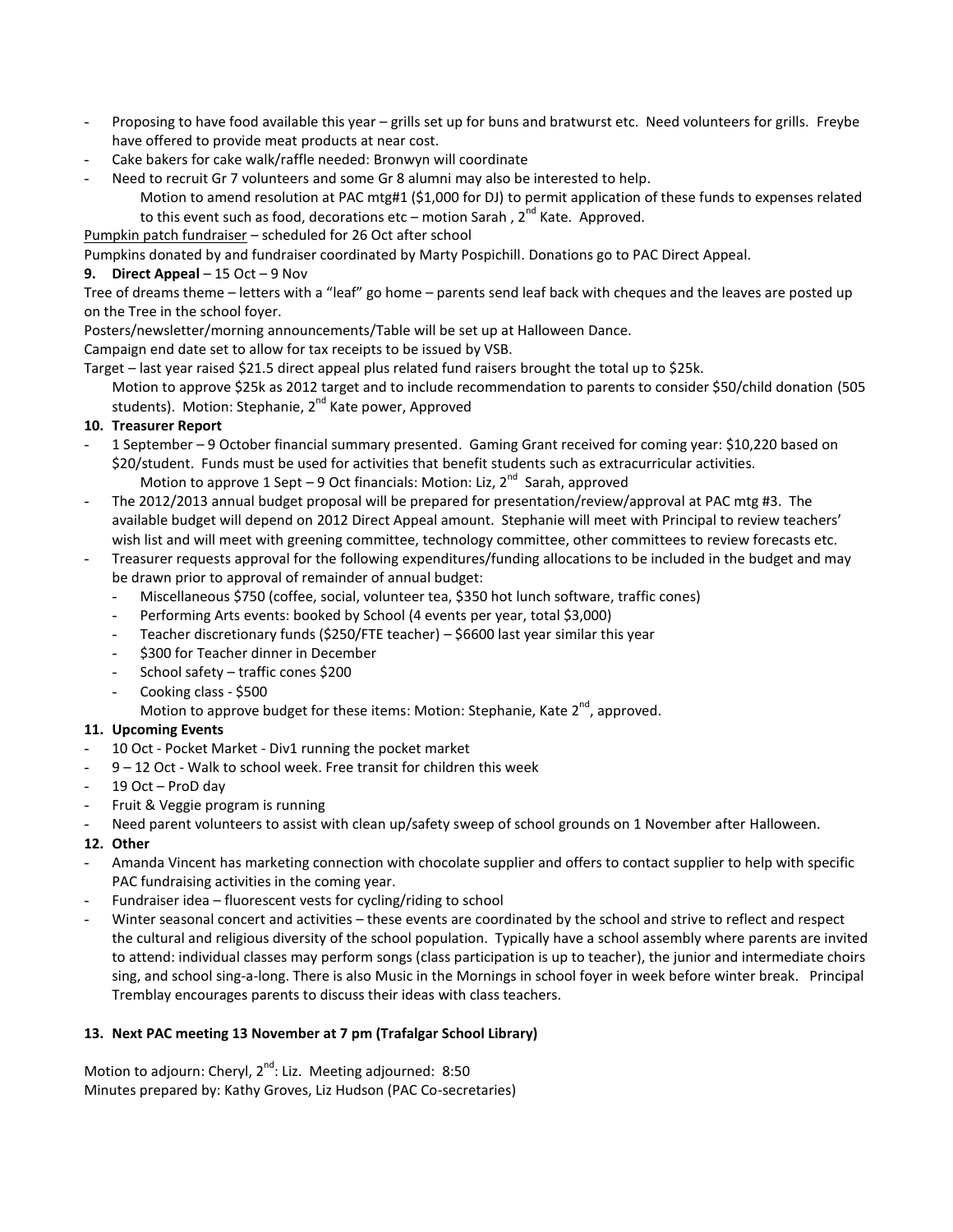- Proposing to have food available this year – grills set up for buns and bratwurst etc. Need volunteers for grills. Freybe have offered to provide meat products at near cost.
- Cake bakers for cake walk/raffle needed: Bronwyn will coordinate
- Need to recruit Gr 7 volunteers and some Gr 8 alumni may also be interested to help.
  Motion to amend resolution at PAC mtg#1 ($1,000 for DJ) to permit application of these funds to expenses related to this event such as food, decorations etc – motion Sarah , 2nd Kate. Approved.

Pumpkin patch fundraiser – scheduled for 26 Oct after school

Pumpkins donated by and fundraiser coordinated by Marty Pospichill. Donations go to PAC Direct Appeal.

**9. Direct Appeal** – 15 Oct – 9 Nov

Tree of dreams theme – letters with a "leaf" go home – parents send leaf back with cheques and the leaves are posted up on the Tree in the school foyer.

Posters/newsletter/morning announcements/Table will be set up at Halloween Dance.

Campaign end date set to allow for tax receipts to be issued by VSB.

Target – last year raised $21.5 direct appeal plus related fund raisers brought the total up to $25k.

Motion to approve $25k as 2012 target and to include recommendation to parents to consider $50/child donation (505 students). Motion: Stephanie, 2nd Kate power, Approved

**10. Treasurer Report**

- 1 September – 9 October financial summary presented. Gaming Grant received for coming year: $10,220 based on $20/student. Funds must be used for activities that benefit students such as extracurricular activities.
  Motion to approve 1 Sept – 9 Oct financials: Motion: Liz, 2nd Sarah, approved
- The 2012/2013 annual budget proposal will be prepared for presentation/review/approval at PAC mtg #3. The available budget will depend on 2012 Direct Appeal amount. Stephanie will meet with Principal to review teachers' wish list and will meet with greening committee, technology committee, other committees to review forecasts etc.
- Treasurer requests approval for the following expenditures/funding allocations to be included in the budget and may be drawn prior to approval of remainder of annual budget:
  - Miscellaneous $750 (coffee, social, volunteer tea, $350 hot lunch software, traffic cones)
  - Performing Arts events: booked by School (4 events per year, total $3,000)
  - Teacher discretionary funds ($250/FTE teacher) – $6600 last year similar this year
  - $300 for Teacher dinner in December
  - School safety – traffic cones $200
  - Cooking class - $500

  Motion to approve budget for these items: Motion: Stephanie, Kate 2nd, approved.

**11. Upcoming Events**

- 10 Oct - Pocket Market - Div1 running the pocket market
- 9 – 12 Oct - Walk to school week. Free transit for children this week
- 19 Oct – ProD day
- Fruit & Veggie program is running
- Need parent volunteers to assist with clean up/safety sweep of school grounds on 1 November after Halloween.

**12. Other**

- Amanda Vincent has marketing connection with chocolate supplier and offers to contact supplier to help with specific PAC fundraising activities in the coming year.
- Fundraiser idea – fluorescent vests for cycling/riding to school
- Winter seasonal concert and activities – these events are coordinated by the school and strive to reflect and respect the cultural and religious diversity of the school population. Typically have a school assembly where parents are invited to attend: individual classes may perform songs (class participation is up to teacher), the junior and intermediate choirs sing, and school sing-a-long. There is also Music in the Mornings in school foyer in week before winter break. Principal Tremblay encourages parents to discuss their ideas with class teachers.

**13. Next PAC meeting 13 November at 7 pm (Trafalgar School Library)**

Motion to adjourn: Cheryl, 2nd: Liz. Meeting adjourned: 8:50

Minutes prepared by: Kathy Groves, Liz Hudson (PAC Co-secretaries)